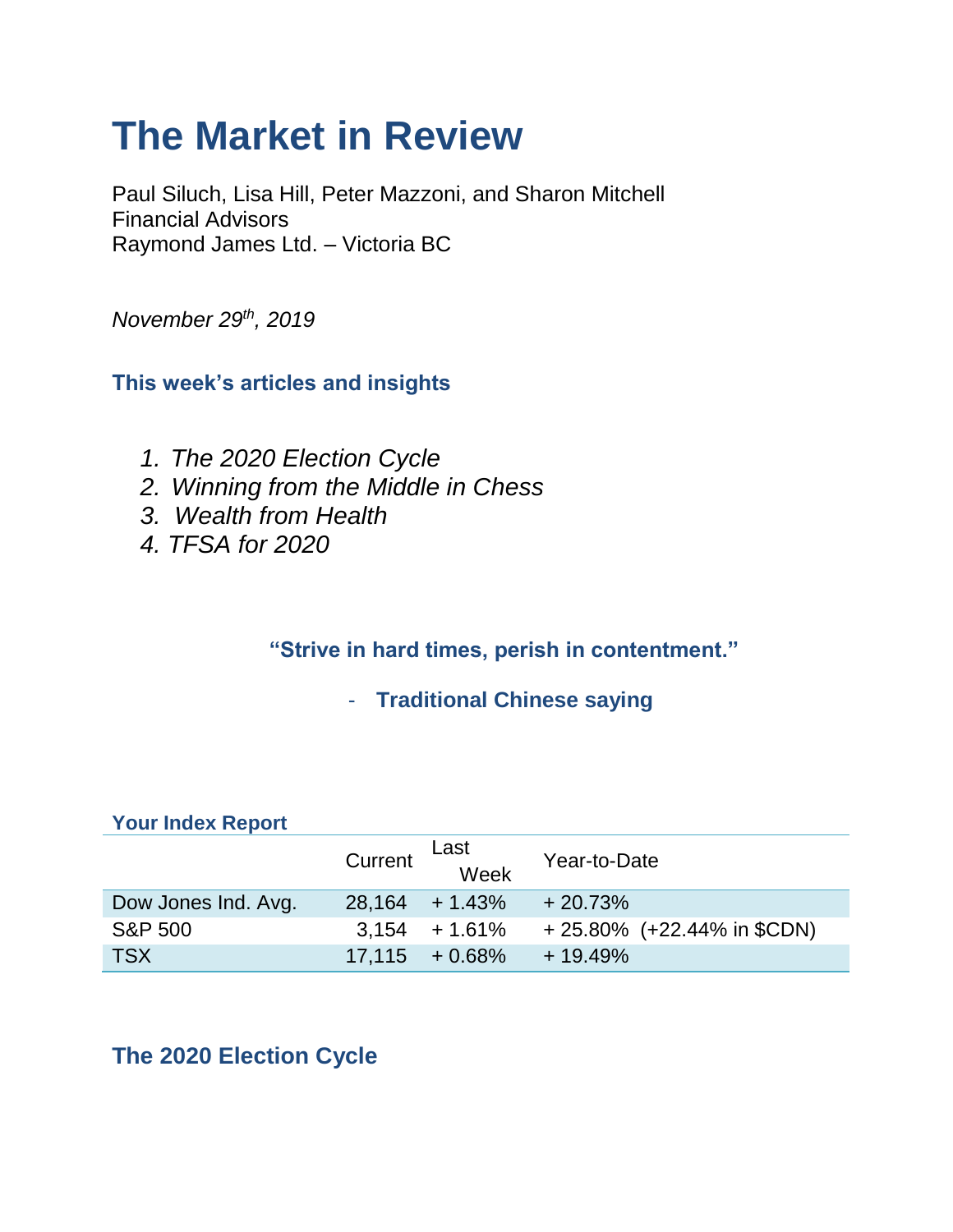# The Market in Review

Paul Siluch, Lisa Hill, Peter Mazzoni, and Sharon Mitchell
Financial Advisors
Raymond James Ltd. – Victoria BC

*November 29th, 2019*

### This week's articles and insights

1. *The 2020 Election Cycle*
2. *Winning from the Middle in Chess*
3. *Wealth from Health*
4. *TFSA for 2020*

**"Strive in hard times, perish in contentment."**

- **Traditional Chinese saying**

**Your Index Report**

| | Current | Last Week | Year-to-Date |
|---|---|---|---|
| Dow Jones Ind. Avg. | 28,164 | + 1.43% | + 20.73% |
| S&P 500 | 3,154 | + 1.61% | + 25.80% (+22.44% in $CDN) |
| TSX | 17,115 | + 0.68% | + 19.49% |

## The 2020 Election Cycle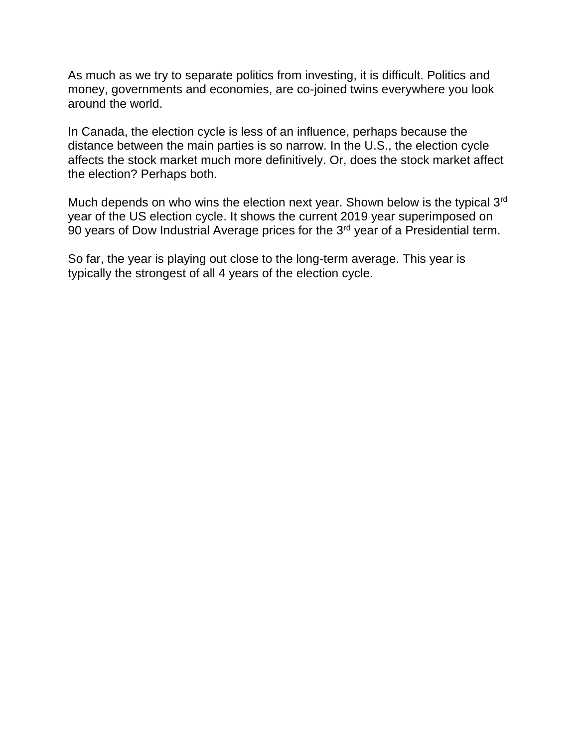As much as we try to separate politics from investing, it is difficult. Politics and money, governments and economies, are co-joined twins everywhere you look around the world.

In Canada, the election cycle is less of an influence, perhaps because the distance between the main parties is so narrow. In the U.S., the election cycle affects the stock market much more definitively. Or, does the stock market affect the election? Perhaps both.

Much depends on who wins the election next year. Shown below is the typical 3rd year of the US election cycle. It shows the current 2019 year superimposed on 90 years of Dow Industrial Average prices for the 3rd year of a Presidential term.

So far, the year is playing out close to the long-term average. This year is typically the strongest of all 4 years of the election cycle.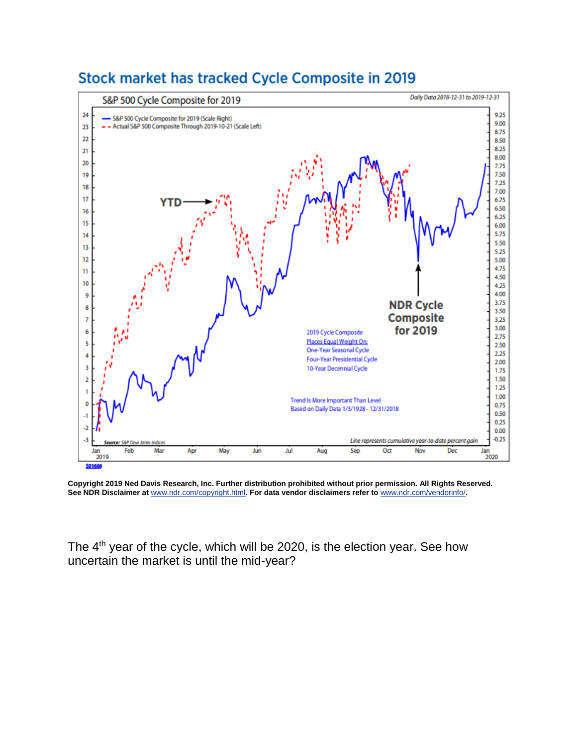## Stock market has tracked Cycle Composite in 2019

S&P 500 Cycle Composite for 2019

Daily Data 2018-12-31 to 2019-12-31

— S&P 500 Cycle Composite for 2019 (Scale Right)
- - Actual S&P 500 Composite Through 2019-10-21 (Scale Left)

YTD

NDR Cycle Composite for 2019

2019 Cycle Composite
Places Equal Weight On:
One-Year Seasonal Cycle
Four-Year Presidential Cycle
10-Year Decennial Cycle

Trend Is More Important Than Level
Based on Daily Data 1/3/1928 - 12/31/2018

Source: S&P Dow Jones Indices

Line represents cumulative year-to-date percent gain

S01666

**Copyright 2019 Ned Davis Research, Inc. Further distribution prohibited without prior permission. All Rights Reserved. See NDR Disclaimer at www.ndr.com/copyright.html. For data vendor disclaimers refer to www.ndr.com/vendorinfo/.**

The 4th year of the cycle, which will be 2020, is the election year. See how uncertain the market is until the mid-year?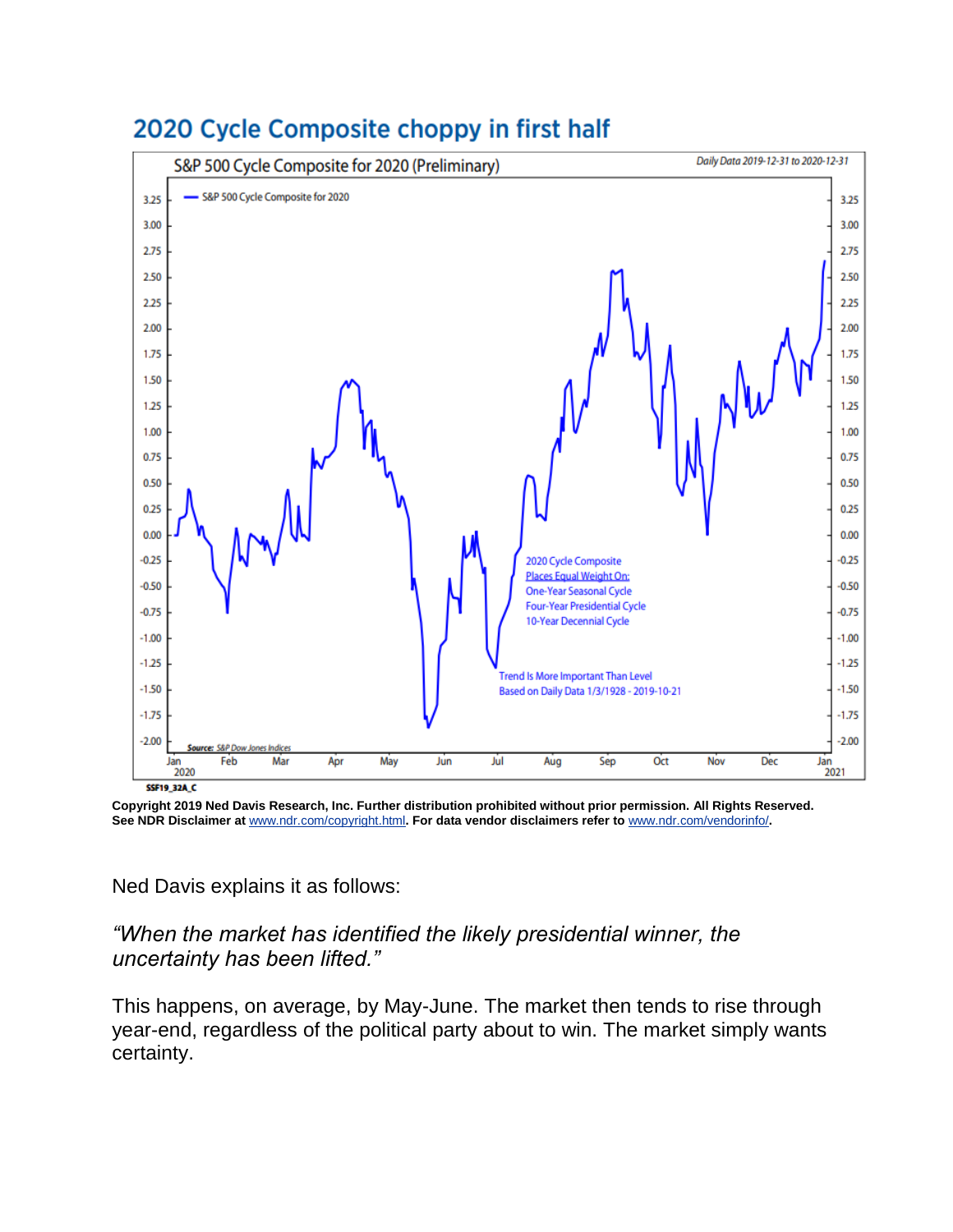## 2020 Cycle Composite choppy in first half

S&P 500 Cycle Composite for 2020 (Preliminary)

Daily Data 2019-12-31 to 2020-12-31

— S&P 500 Cycle Composite for 2020

2020 Cycle Composite
Places Equal Weight On:
One-Year Seasonal Cycle
Four-Year Presidential Cycle
10-Year Decennial Cycle

Trend Is More Important Than Level
Based on Daily Data 1/3/1928 - 2019-10-21

Source: S&P Dow Jones Indices

SSF19_32A_C

**Copyright 2019 Ned Davis Research, Inc. Further distribution prohibited without prior permission. All Rights Reserved. See NDR Disclaimer at [www.ndr.com/copyright.html](www.ndr.com/copyright.html). For data vendor disclaimers refer to [www.ndr.com/vendorinfo/](www.ndr.com/vendorinfo/).**

Ned Davis explains it as follows:

*"When the market has identified the likely presidential winner, the uncertainty has been lifted."*

This happens, on average, by May-June. The market then tends to rise through year-end, regardless of the political party about to win. The market simply wants certainty.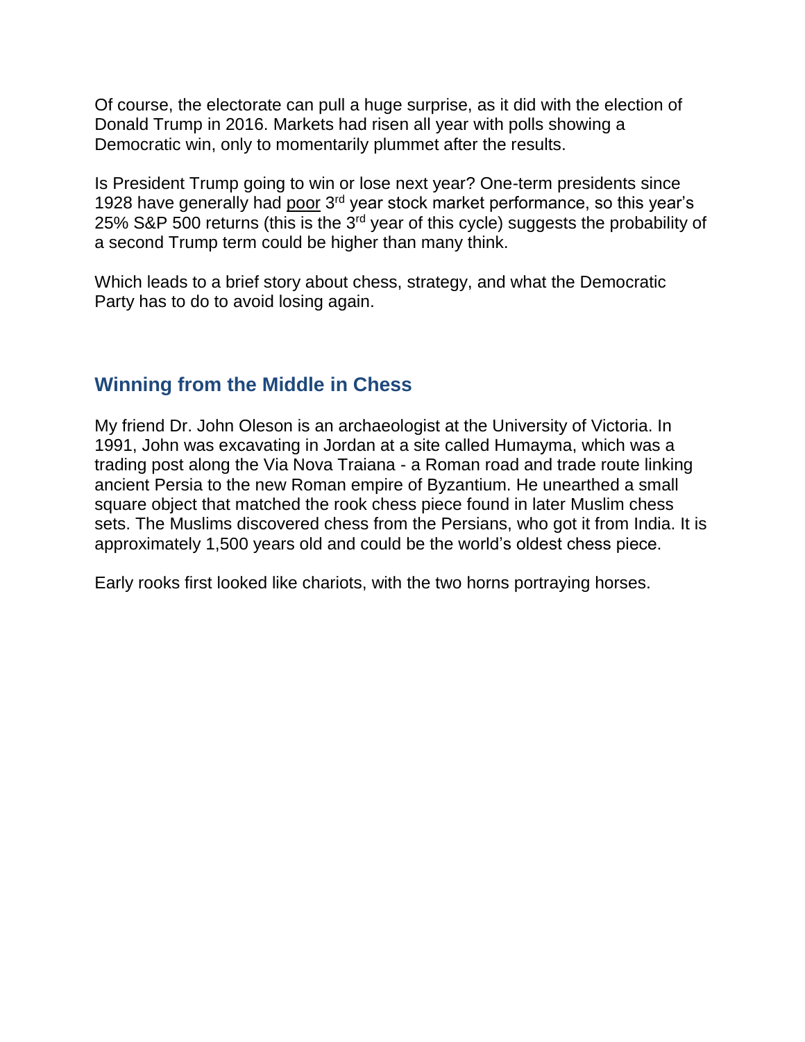Of course, the electorate can pull a huge surprise, as it did with the election of Donald Trump in 2016. Markets had risen all year with polls showing a Democratic win, only to momentarily plummet after the results.

Is President Trump going to win or lose next year? One-term presidents since 1928 have generally had poor 3rd year stock market performance, so this year's 25% S&P 500 returns (this is the 3rd year of this cycle) suggests the probability of a second Trump term could be higher than many think.

Which leads to a brief story about chess, strategy, and what the Democratic Party has to do to avoid losing again.

## Winning from the Middle in Chess

My friend Dr. John Oleson is an archaeologist at the University of Victoria. In 1991, John was excavating in Jordan at a site called Humayma, which was a trading post along the Via Nova Traiana - a Roman road and trade route linking ancient Persia to the new Roman empire of Byzantium. He unearthed a small square object that matched the rook chess piece found in later Muslim chess sets. The Muslims discovered chess from the Persians, who got it from India. It is approximately 1,500 years old and could be the world's oldest chess piece.

Early rooks first looked like chariots, with the two horns portraying horses.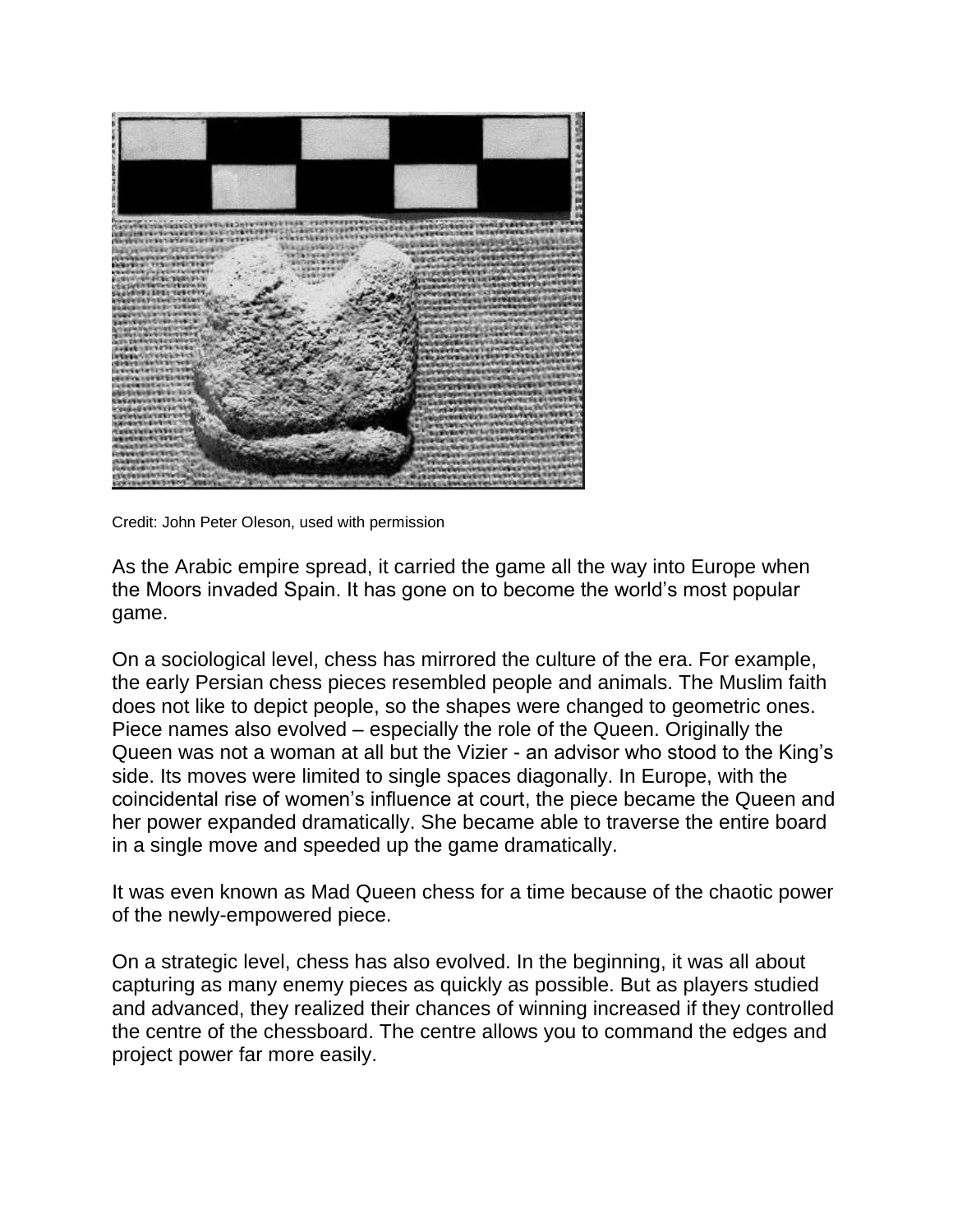Credit: John Peter Oleson, used with permission

As the Arabic empire spread, it carried the game all the way into Europe when the Moors invaded Spain. It has gone on to become the world's most popular game.

On a sociological level, chess has mirrored the culture of the era. For example, the early Persian chess pieces resembled people and animals. The Muslim faith does not like to depict people, so the shapes were changed to geometric ones. Piece names also evolved – especially the role of the Queen. Originally the Queen was not a woman at all but the Vizier - an advisor who stood to the King's side. Its moves were limited to single spaces diagonally. In Europe, with the coincidental rise of women's influence at court, the piece became the Queen and her power expanded dramatically. She became able to traverse the entire board in a single move and speeded up the game dramatically.

It was even known as Mad Queen chess for a time because of the chaotic power of the newly-empowered piece.

On a strategic level, chess has also evolved. In the beginning, it was all about capturing as many enemy pieces as quickly as possible. But as players studied and advanced, they realized their chances of winning increased if they controlled the centre of the chessboard. The centre allows you to command the edges and project power far more easily.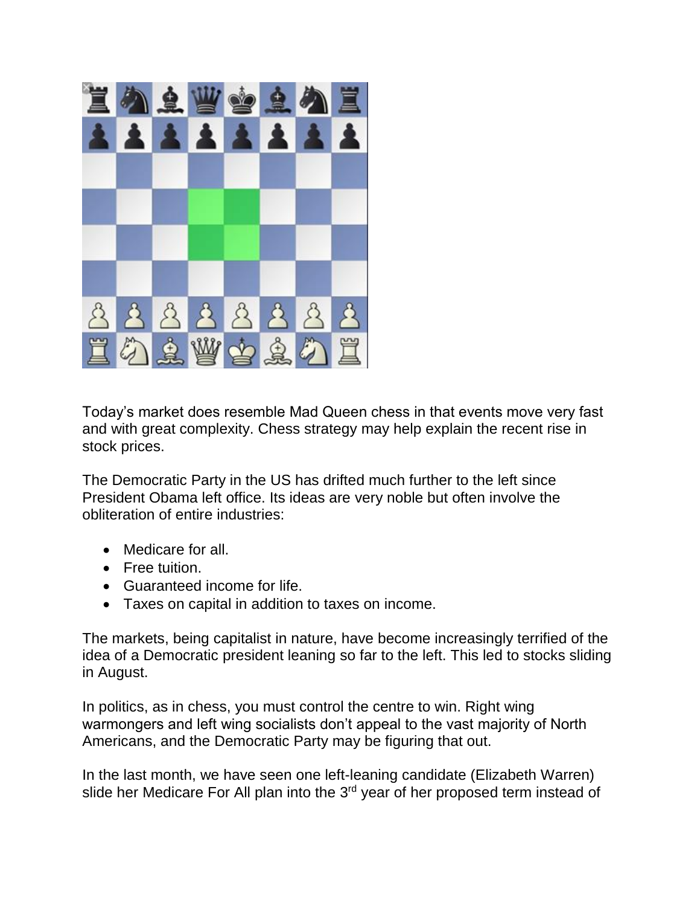Today's market does resemble Mad Queen chess in that events move very fast and with great complexity. Chess strategy may help explain the recent rise in stock prices.

The Democratic Party in the US has drifted much further to the left since President Obama left office. Its ideas are very noble but often involve the obliteration of entire industries:

- Medicare for all.
- Free tuition.
- Guaranteed income for life.
- Taxes on capital in addition to taxes on income.

The markets, being capitalist in nature, have become increasingly terrified of the idea of a Democratic president leaning so far to the left. This led to stocks sliding in August.

In politics, as in chess, you must control the centre to win. Right wing warmongers and left wing socialists don't appeal to the vast majority of North Americans, and the Democratic Party may be figuring that out.

In the last month, we have seen one left-leaning candidate (Elizabeth Warren) slide her Medicare For All plan into the 3rd year of her proposed term instead of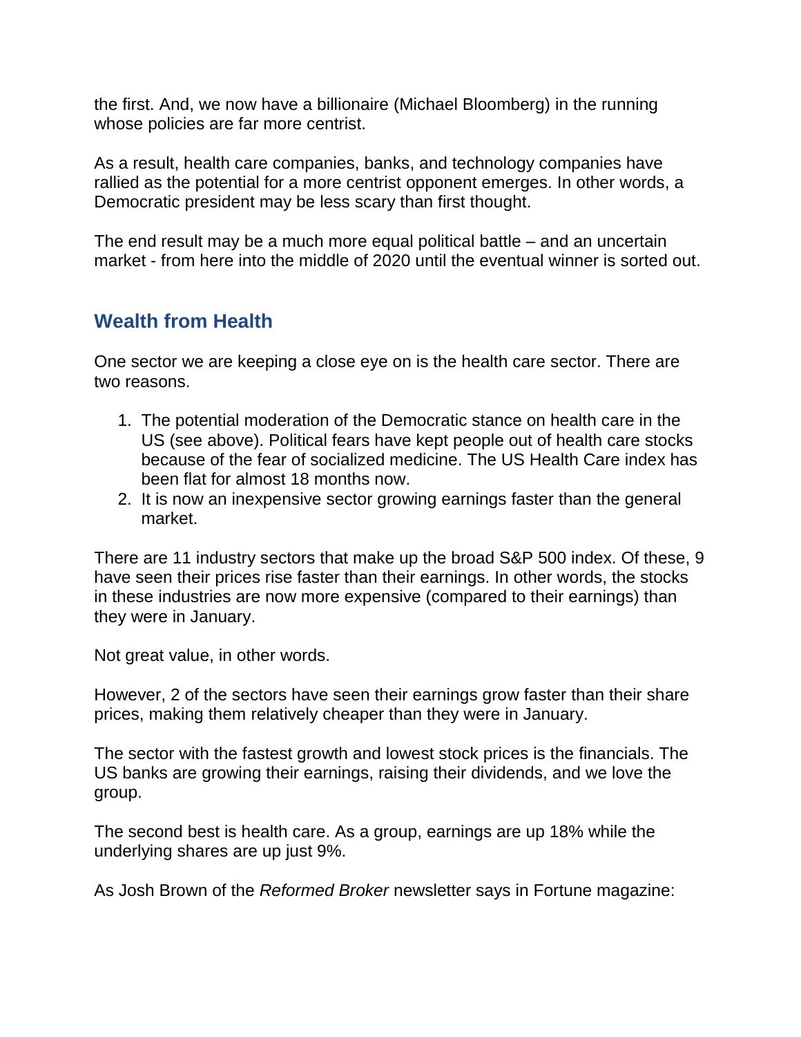the first. And, we now have a billionaire (Michael Bloomberg) in the running whose policies are far more centrist.

As a result, health care companies, banks, and technology companies have rallied as the potential for a more centrist opponent emerges. In other words, a Democratic president may be less scary than first thought.

The end result may be a much more equal political battle – and an uncertain market - from here into the middle of 2020 until the eventual winner is sorted out.

## Wealth from Health

One sector we are keeping a close eye on is the health care sector. There are two reasons.

1. The potential moderation of the Democratic stance on health care in the US (see above). Political fears have kept people out of health care stocks because of the fear of socialized medicine. The US Health Care index has been flat for almost 18 months now.
2. It is now an inexpensive sector growing earnings faster than the general market.

There are 11 industry sectors that make up the broad S&P 500 index. Of these, 9 have seen their prices rise faster than their earnings. In other words, the stocks in these industries are now more expensive (compared to their earnings) than they were in January.

Not great value, in other words.

However, 2 of the sectors have seen their earnings grow faster than their share prices, making them relatively cheaper than they were in January.

The sector with the fastest growth and lowest stock prices is the financials. The US banks are growing their earnings, raising their dividends, and we love the group.

The second best is health care. As a group, earnings are up 18% while the underlying shares are up just 9%.

As Josh Brown of the *Reformed Broker* newsletter says in Fortune magazine: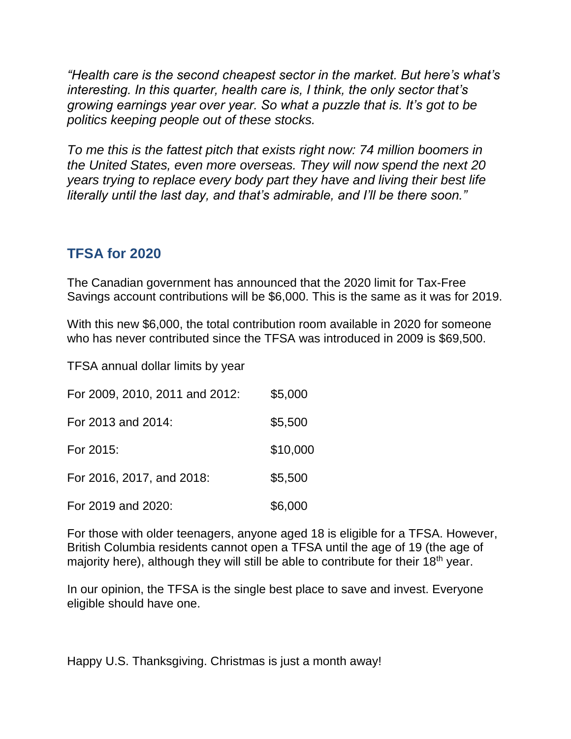*"Health care is the second cheapest sector in the market. But here's what's interesting. In this quarter, health care is, I think, the only sector that's growing earnings year over year. So what a puzzle that is. It's got to be politics keeping people out of these stocks.*

*To me this is the fattest pitch that exists right now: 74 million boomers in the United States, even more overseas. They will now spend the next 20 years trying to replace every body part they have and living their best life literally until the last day, and that's admirable, and I'll be there soon."*

## TFSA for 2020

The Canadian government has announced that the 2020 limit for Tax-Free Savings account contributions will be $6,000. This is the same as it was for 2019.

With this new $6,000, the total contribution room available in 2020 for someone who has never contributed since the TFSA was introduced in 2009 is $69,500.

TFSA annual dollar limits by year

| | |
|---|---|
| For 2009, 2010, 2011 and 2012: | $5,000 |
| For 2013 and 2014: | $5,500 |
| For 2015: | $10,000 |
| For 2016, 2017, and 2018: | $5,500 |
| For 2019 and 2020: | $6,000 |

For those with older teenagers, anyone aged 18 is eligible for a TFSA. However, British Columbia residents cannot open a TFSA until the age of 19 (the age of majority here), although they will still be able to contribute for their 18th year.

In our opinion, the TFSA is the single best place to save and invest. Everyone eligible should have one.

Happy U.S. Thanksgiving. Christmas is just a month away!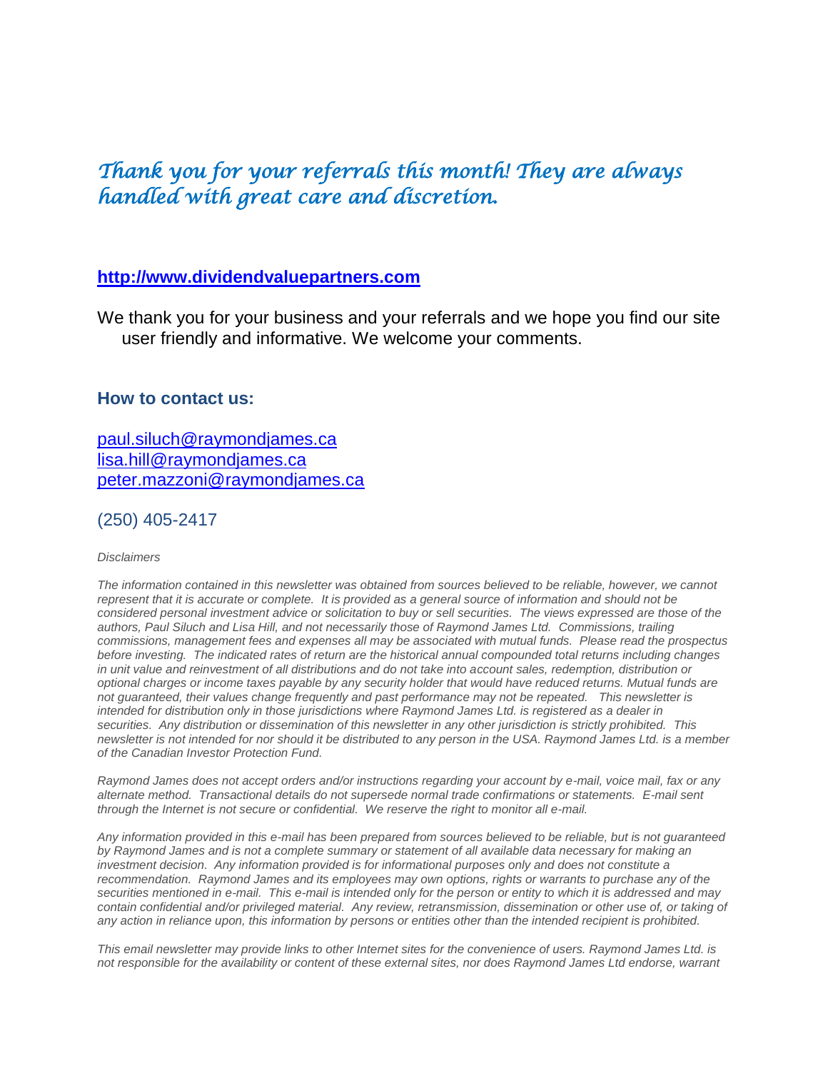*Thank you for your referrals this month! They are always handled with great care and discretion.*

**http://www.dividendvaluepartners.com**

We thank you for your business and your referrals and we hope you find our site user friendly and informative. We welcome your comments.

### How to contact us:

paul.siluch@raymondjames.ca
lisa.hill@raymondjames.ca
peter.mazzoni@raymondjames.ca

(250) 405-2417

*Disclaimers*

*The information contained in this newsletter was obtained from sources believed to be reliable, however, we cannot represent that it is accurate or complete. It is provided as a general source of information and should not be considered personal investment advice or solicitation to buy or sell securities. The views expressed are those of the authors, Paul Siluch and Lisa Hill, and not necessarily those of Raymond James Ltd. Commissions, trailing commissions, management fees and expenses all may be associated with mutual funds. Please read the prospectus before investing. The indicated rates of return are the historical annual compounded total returns including changes in unit value and reinvestment of all distributions and do not take into account sales, redemption, distribution or optional charges or income taxes payable by any security holder that would have reduced returns. Mutual funds are not guaranteed, their values change frequently and past performance may not be repeated. This newsletter is intended for distribution only in those jurisdictions where Raymond James Ltd. is registered as a dealer in securities. Any distribution or dissemination of this newsletter in any other jurisdiction is strictly prohibited. This newsletter is not intended for nor should it be distributed to any person in the USA. Raymond James Ltd. is a member of the Canadian Investor Protection Fund.*

*Raymond James does not accept orders and/or instructions regarding your account by e-mail, voice mail, fax or any alternate method. Transactional details do not supersede normal trade confirmations or statements. E-mail sent through the Internet is not secure or confidential. We reserve the right to monitor all e-mail.*

*Any information provided in this e-mail has been prepared from sources believed to be reliable, but is not guaranteed by Raymond James and is not a complete summary or statement of all available data necessary for making an investment decision. Any information provided is for informational purposes only and does not constitute a recommendation. Raymond James and its employees may own options, rights or warrants to purchase any of the securities mentioned in e-mail. This e-mail is intended only for the person or entity to which it is addressed and may contain confidential and/or privileged material. Any review, retransmission, dissemination or other use of, or taking of any action in reliance upon, this information by persons or entities other than the intended recipient is prohibited.*

*This email newsletter may provide links to other Internet sites for the convenience of users. Raymond James Ltd. is not responsible for the availability or content of these external sites, nor does Raymond James Ltd endorse, warrant*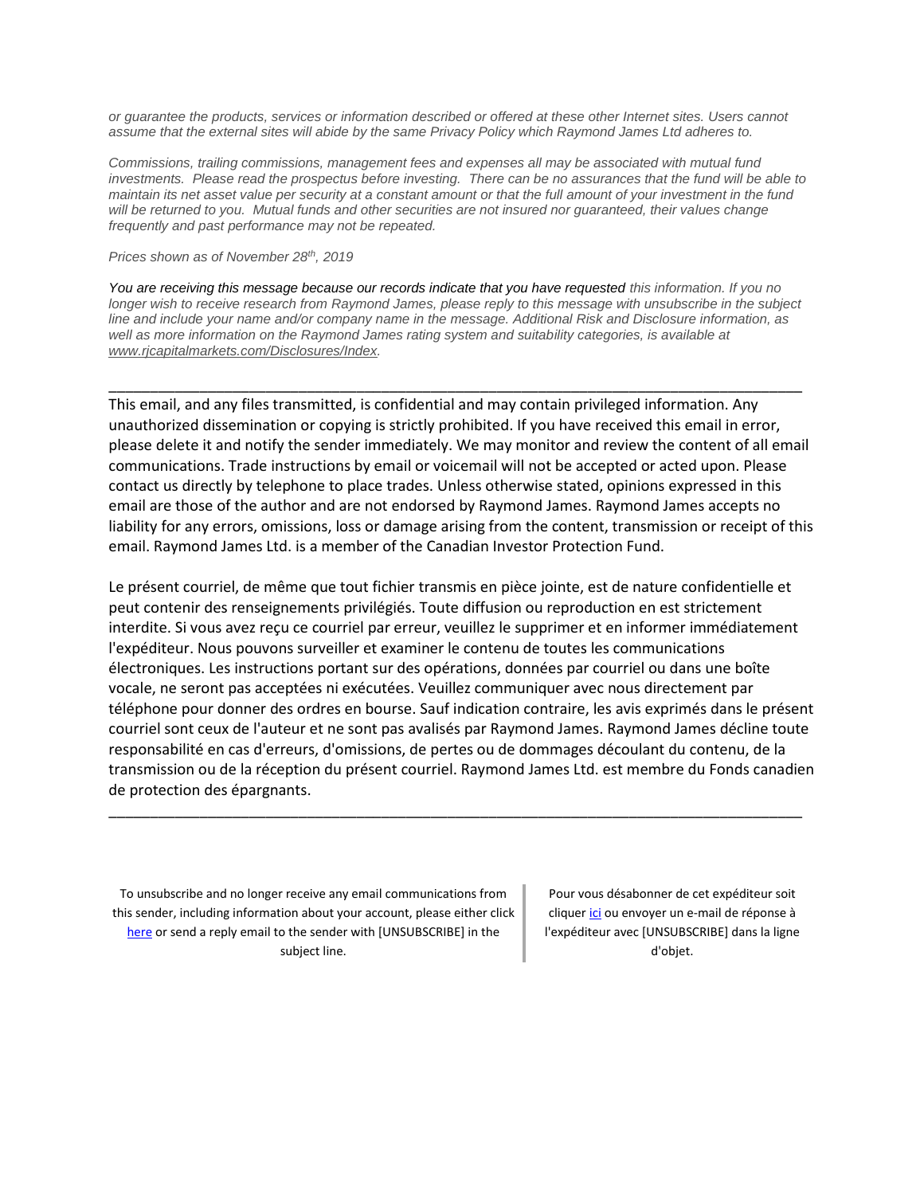*or guarantee the products, services or information described or offered at these other Internet sites. Users cannot assume that the external sites will abide by the same Privacy Policy which Raymond James Ltd adheres to.*

*Commissions, trailing commissions, management fees and expenses all may be associated with mutual fund investments. Please read the prospectus before investing. There can be no assurances that the fund will be able to maintain its net asset value per security at a constant amount or that the full amount of your investment in the fund will be returned to you. Mutual funds and other securities are not insured nor guaranteed, their values change frequently and past performance may not be repeated.*

*Prices shown as of November 28th, 2019*

*You are receiving this message because our records indicate that you have requested this information. If you no longer wish to receive research from Raymond James, please reply to this message with unsubscribe in the subject line and include your name and/or company name in the message. Additional Risk and Disclosure information, as well as more information on the Raymond James rating system and suitability categories, is available at [www.rjcapitalmarkets.com/Disclosures/Index](www.rjcapitalmarkets.com/Disclosures/Index).*

---

This email, and any files transmitted, is confidential and may contain privileged information. Any unauthorized dissemination or copying is strictly prohibited. If you have received this email in error, please delete it and notify the sender immediately. We may monitor and review the content of all email communications. Trade instructions by email or voicemail will not be accepted or acted upon. Please contact us directly by telephone to place trades. Unless otherwise stated, opinions expressed in this email are those of the author and are not endorsed by Raymond James. Raymond James accepts no liability for any errors, omissions, loss or damage arising from the content, transmission or receipt of this email. Raymond James Ltd. is a member of the Canadian Investor Protection Fund.

Le présent courriel, de même que tout fichier transmis en pièce jointe, est de nature confidentielle et peut contenir des renseignements privilégiés. Toute diffusion ou reproduction en est strictement interdite. Si vous avez reçu ce courriel par erreur, veuillez le supprimer et en informer immédiatement l'expéditeur. Nous pouvons surveiller et examiner le contenu de toutes les communications électroniques. Les instructions portant sur des opérations, données par courriel ou dans une boîte vocale, ne seront pas acceptées ni exécutées. Veuillez communiquer avec nous directement par téléphone pour donner des ordres en bourse. Sauf indication contraire, les avis exprimés dans le présent courriel sont ceux de l'auteur et ne sont pas avalisés par Raymond James. Raymond James décline toute responsabilité en cas d'erreurs, d'omissions, de pertes ou de dommages découlant du contenu, de la transmission ou de la réception du présent courriel. Raymond James Ltd. est membre du Fonds canadien de protection des épargnants.

---

To unsubscribe and no longer receive any email communications from this sender, including information about your account, please either click here or send a reply email to the sender with [UNSUBSCRIBE] in the subject line.

Pour vous désabonner de cet expéditeur soit cliquer ici ou envoyer un e-mail de réponse à l'expéditeur avec [UNSUBSCRIBE] dans la ligne d'objet.